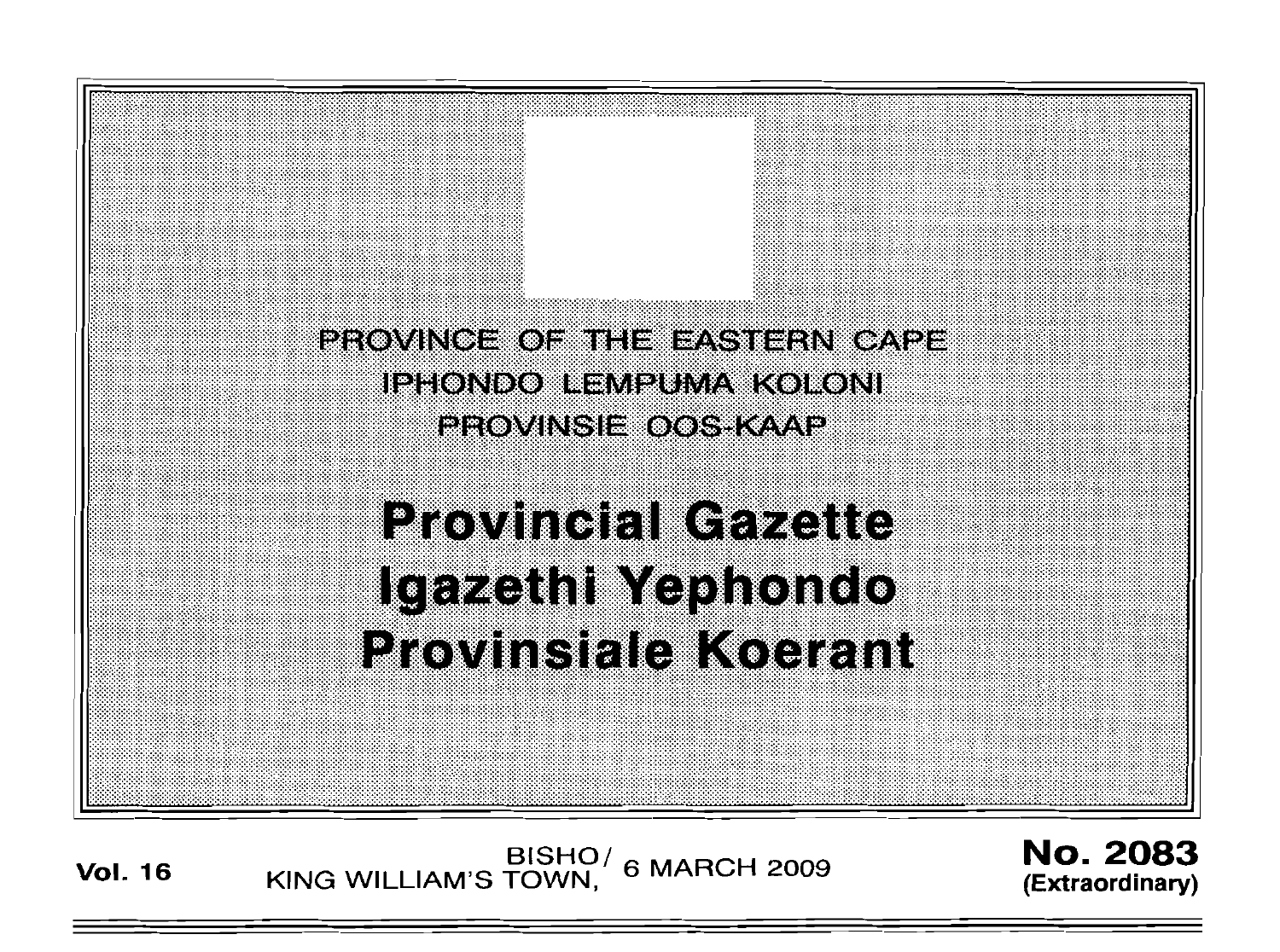PROVINCE OF THE EASTERN CAPE

IPHONDO LEMPUMA KOLONI

PROVINSIE OOS-KAAP

# Provincial Gazette
# Igazethi Yephondo
# Provinsiale Koerant

**Vol. 16** BISHO/ KING WILLIAM'S TOWN, 6 MARCH 2009 **No. 2083 (Extraordinary)**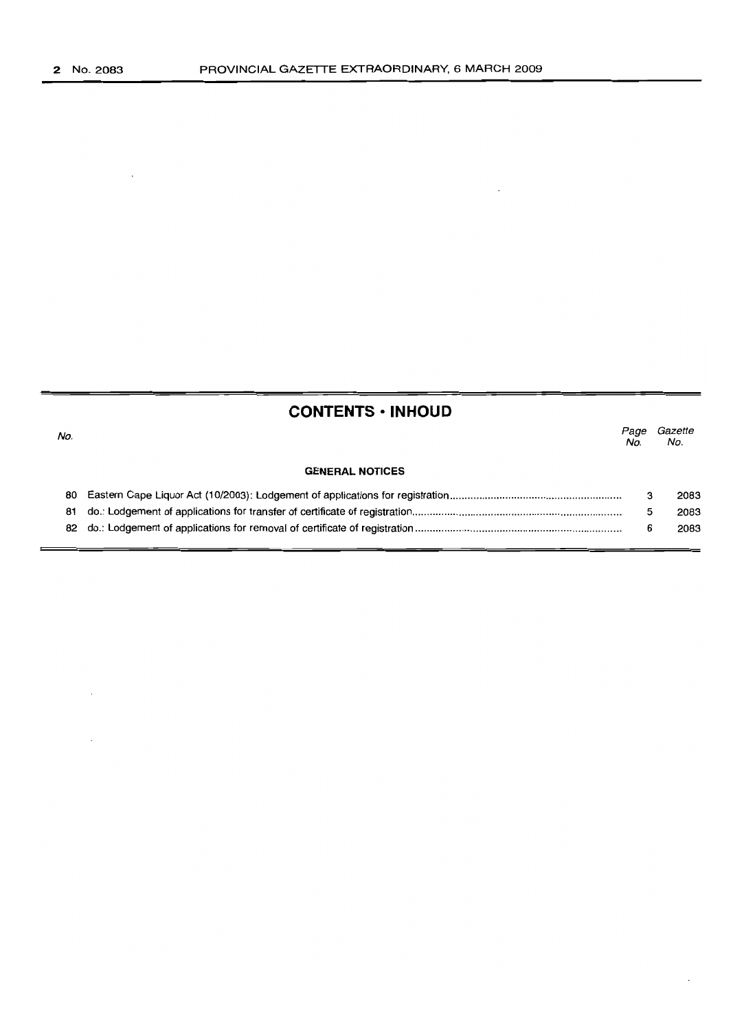## CONTENTS • INHOUD

| No. | | Page No. | Gazette No. |
|---|---|---|---|
| | **GENERAL NOTICES** | | |
| 80 | Eastern Cape Liquor Act (10/2003): Lodgement of applications for registration | 3 | 2083 |
| 81 | do.: Lodgement of applications for transfer of certificate of registration | 5 | 2083 |
| 82 | do.: Lodgement of applications for removal of certificate of registration | 6 | 2083 |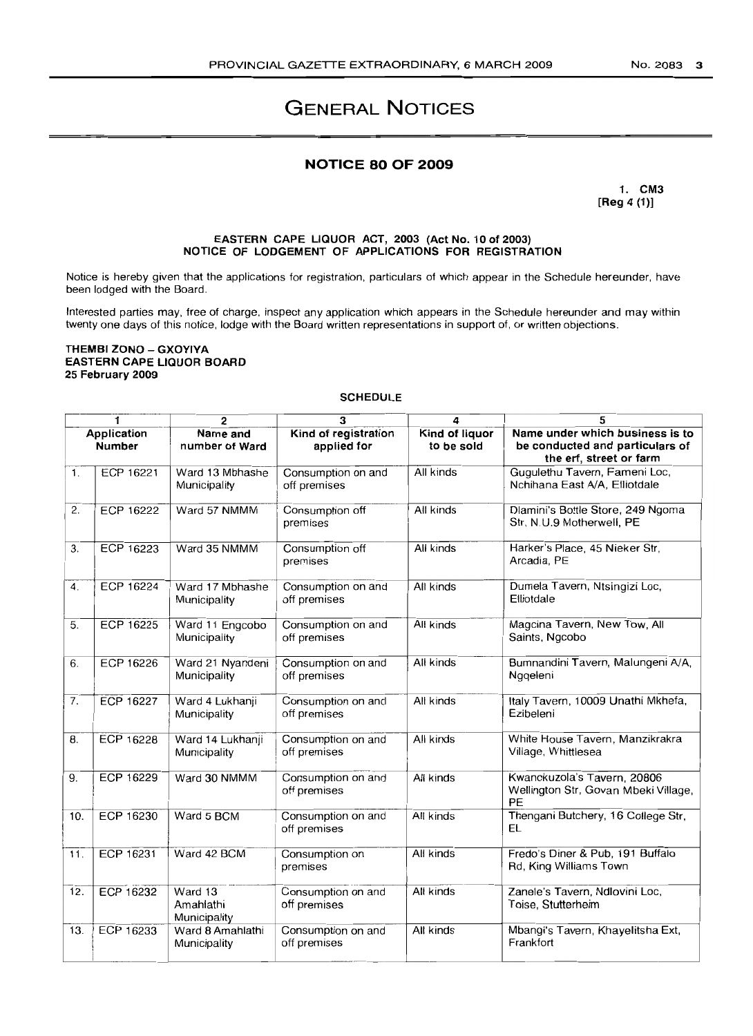# GENERAL NOTICES

## NOTICE 80 OF 2009

1. CM3
[Reg 4 (1)]

**EASTERN CAPE LIQUOR ACT, 2003 (Act No. 10 of 2003)**
**NOTICE OF LODGEMENT OF APPLICATIONS FOR REGISTRATION**

Notice is hereby given that the applications for registration, particulars of which appear in the Schedule hereunder, have been lodged with the Board.

Interested parties may, free of charge, inspect any application which appears in the Schedule hereunder and may within twenty one days of this notice, lodge with the Board written representations in support of, or written objections.

**THEMBI ZONO – GXOYIYA**
**EASTERN CAPE LIQUOR BOARD**
**25 February 2009**

SCHEDULE

| 1 | | 2 | 3 | 4 | 5 |
|---|---|---|---|---|---|
| **Application Number** | | **Name and number of Ward** | **Kind of registration applied for** | **Kind of liquor to be sold** | **Name under which business is to be conducted and particulars of the erf, street or farm** |
| 1. | ECP 16221 | Ward 13 Mbhashe Municipality | Consumption on and off premises | All kinds | Gugulethu Tavern, Fameni Loc, Nchihana East A/A, Elliotdale |
| 2. | ECP 16222 | Ward 57 NMMM | Consumption off premises | All kinds | Dlamini's Bottle Store, 249 Ngoma Str, N.U.9 Motherwell, PE |
| 3. | ECP 16223 | Ward 35 NMMM | Consumption off premises | All kinds | Harker's Place, 45 Nieker Str, Arcadia, PE |
| 4. | ECP 16224 | Ward 17 Mbhashe Municipality | Consumption on and off premises | All kinds | Dumela Tavern, Ntsingizi Loc, Elliotdale |
| 5. | ECP 16225 | Ward 11 Engcobo Municipality | Consumption on and off premises | All kinds | Magcina Tavern, New Tow, All Saints, Ngcobo |
| 6. | ECP 16226 | Ward 21 Nyandeni Municipality | Consumption on and off premises | All kinds | Bumnandini Tavern, Malungeni A/A, Ngqeleni |
| 7. | ECP 16227 | Ward 4 Lukhanji Municipality | Consumption on and off premises | All kinds | Italy Tavern, 10009 Unathi Mkhefa, Ezibeleni |
| 8. | ECP 16228 | Ward 14 Lukhanji Municipality | Consumption on and off premises | All kinds | White House Tavern, Manzikrakra Village, Whittlesea |
| 9. | ECP 16229 | Ward 30 NMMM | Consumption on and off premises | All kinds | Kwanckuzola's Tavern, 20806 Wellington Str, Govan Mbeki Village, PE |
| 10. | ECP 16230 | Ward 5 BCM | Consumption on and off premises | All kinds | Thengani Butchery, 16 College Str, EL |
| 11. | ECP 16231 | Ward 42 BCM | Consumption on premises | All kinds | Fredo's Diner & Pub, 191 Buffalo Rd, King Williams Town |
| 12. | ECP 16232 | Ward 13 Amahlathi Municipality | Consumption on and off premises | All kinds | Zanele's Tavern, Ndlovini Loc, Toise, Stutterheim |
| 13. | ECP 16233 | Ward 8 Amahlathi Municipality | Consumption on and off premises | All kinds | Mbangi's Tavern, Khayelitsha Ext, Frankfort |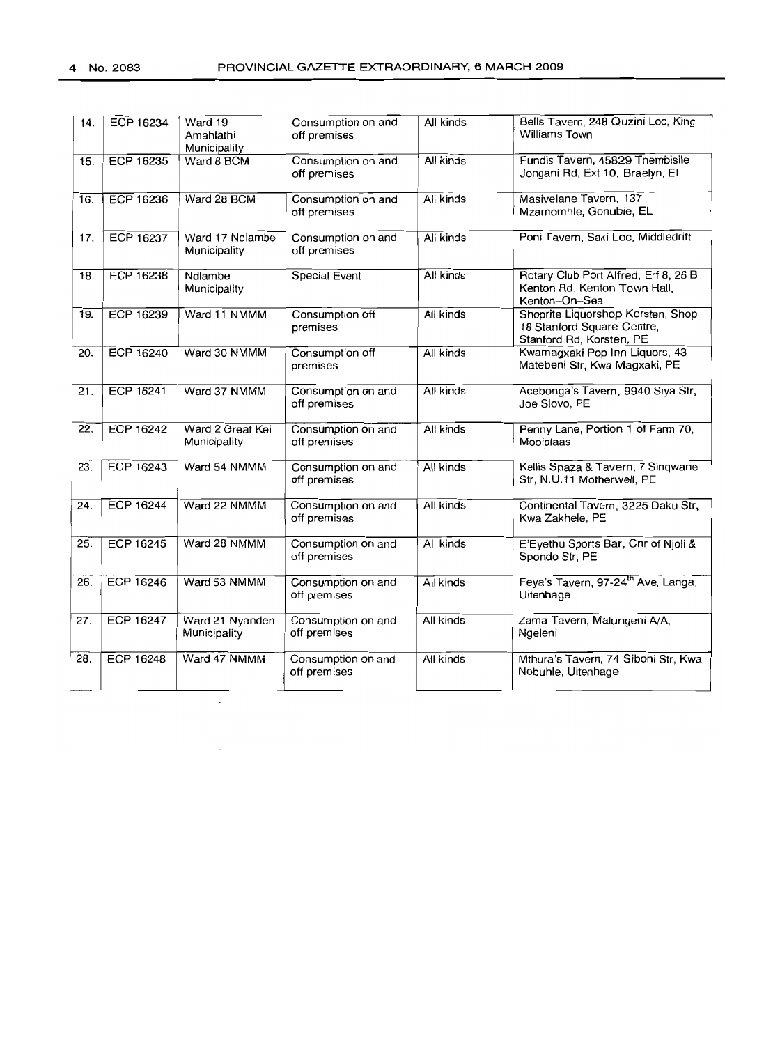| | | | | | |
|---|---|---|---|---|---|
| 14. | ECP 16234 | Ward 19 Amahlathi Municipality | Consumption on and off premises | All kinds | Bells Tavern, 248 Quzini Loc, King Williams Town |
| 15. | ECP 16235 | Ward 8 BCM | Consumption on and off premises | All kinds | Fundis Tavern, 45829 Thembisile Jongani Rd, Ext 10, Braelyn, EL |
| 16. | ECP 16236 | Ward 28 BCM | Consumption on and off premises | All kinds | Masivelane Tavern, 137 Mzamomhle, Gonubie, EL |
| 17. | ECP 16237 | Ward 17 Ndlambe Municipality | Consumption on and off premises | All kinds | Poni Tavern, Saki Loc, Middledrift |
| 18. | ECP 16238 | Ndlambe Municipality | Special Event | All kinds | Rotary Club Port Alfred, Erf 8, 26 B Kenton Rd, Kenton Town Hall, Kenton-On-Sea |
| 19. | ECP 16239 | Ward 11 NMMM | Consumption off premises | All kinds | Shoprite Liquorshop Korsten, Shop 18 Stanford Square Centre, Stanford Rd, Korsten, PE |
| 20. | ECP 16240 | Ward 30 NMMM | Consumption off premises | All kinds | Kwamagxaki Pop Inn Liquors, 43 Matebeni Str, Kwa Magxaki, PE |
| 21. | ECP 16241 | Ward 37 NMMM | Consumption on and off premises | All kinds | Acebonga's Tavern, 9940 Siya Str, Joe Slovo, PE |
| 22. | ECP 16242 | Ward 2 Great Kei Municipality | Consumption on and off premises | All kinds | Penny Lane, Portion 1 of Farm 70, Mooiplaas |
| 23. | ECP 16243 | Ward 54 NMMM | Consumption on and off premises | All kinds | Kellis Spaza & Tavern, 7 Sinqwane Str, N.U.11 Motherwell, PE |
| 24. | ECP 16244 | Ward 22 NMMM | Consumption on and off premises | All kinds | Continental Tavern, 3225 Daku Str, Kwa Zakhele, PE |
| 25. | ECP 16245 | Ward 28 NMMM | Consumption on and off premises | All kinds | E'Eyethu Sports Bar, Cnr of Njoli & Spondo Str, PE |
| 26. | ECP 16246 | Ward 53 NMMM | Consumption on and off premises | All kinds | Feya's Tavern, 97-24th Ave, Langa, Uitenhage |
| 27. | ECP 16247 | Ward 21 Nyandeni Municipality | Consumption on and off premises | All kinds | Zama Tavern, Malungeni A/A, Ngeleni |
| 28. | ECP 16248 | Ward 47 NMMM | Consumption on and off premises | All kinds | Mthura's Tavern, 74 Siboni Str, Kwa Nobuhle, Uitenhage |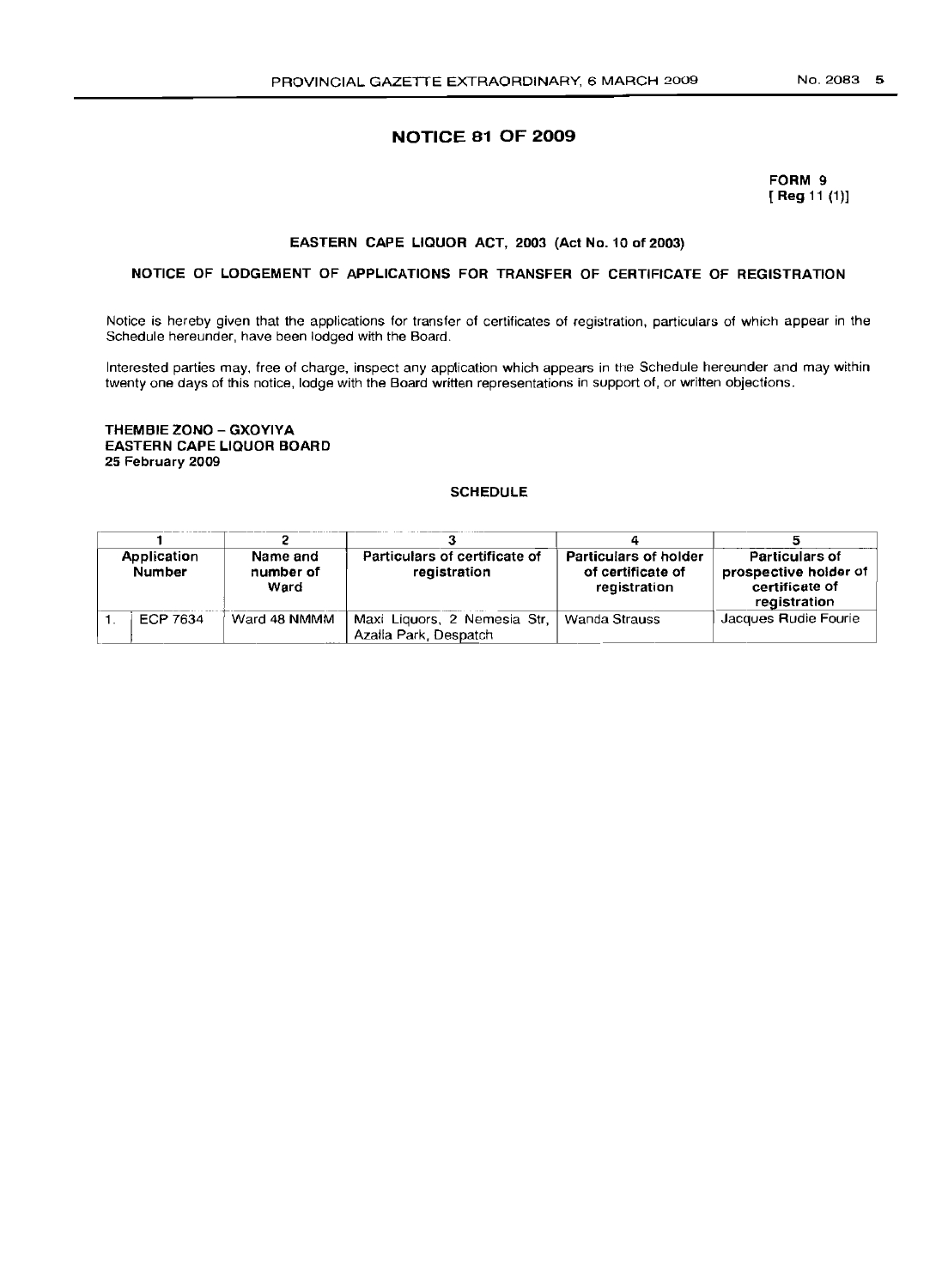# NOTICE 81 OF 2009

**FORM 9**
**[ Reg 11 (1)]**

## EASTERN CAPE LIQUOR ACT, 2003 (Act No. 10 of 2003)

### NOTICE OF LODGEMENT OF APPLICATIONS FOR TRANSFER OF CERTIFICATE OF REGISTRATION

Notice is hereby given that the applications for transfer of certificates of registration, particulars of which appear in the Schedule hereunder, have been lodged with the Board.

Interested parties may, free of charge, inspect any application which appears in the Schedule hereunder and may within twenty one days of this notice, lodge with the Board written representations in support of, or written objections.

**THEMBIE ZONO – GXOYIYA**
**EASTERN CAPE LIQUOR BOARD**
**25 February 2009**

**SCHEDULE**

| | 1 | 2 | 3 | 4 | 5 |
|---|---|---|---|---|---|
| | **Application Number** | **Name and number of Ward** | **Particulars of certificate of registration** | **Particulars of holder of certificate of registration** | **Particulars of prospective holder of certificate of registration** |
| 1. | ECP 7634 | Ward 48 NMMM | Maxi Liquors, 2 Nemesia Str, Azalia Park, Despatch | Wanda Strauss | Jacques Rudie Fourie |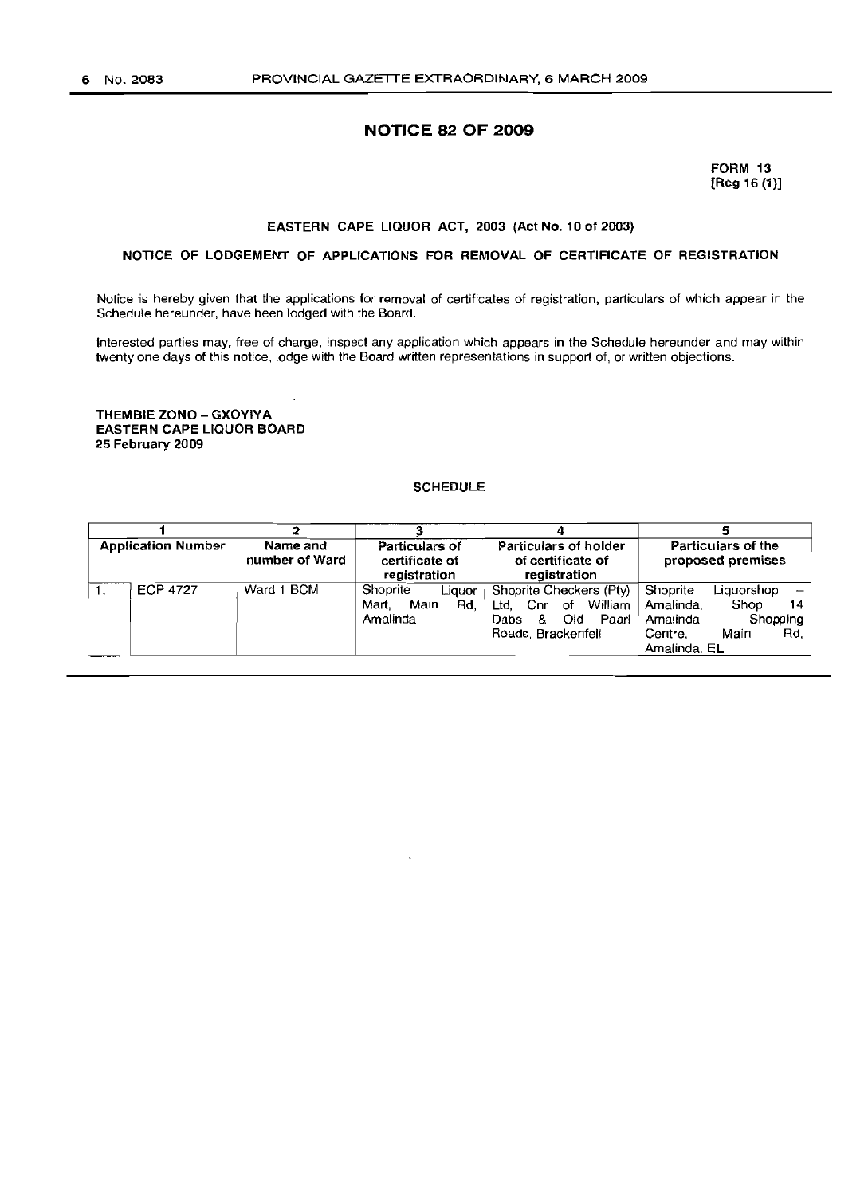## NOTICE 82 OF 2009

FORM 13
[Reg 16 (1)]

### EASTERN CAPE LIQUOR ACT, 2003 (Act No. 10 of 2003)

### NOTICE OF LODGEMENT OF APPLICATIONS FOR REMOVAL OF CERTIFICATE OF REGISTRATION

Notice is hereby given that the applications for removal of certificates of registration, particulars of which appear in the Schedule hereunder, have been lodged with the Board.

Interested parties may, free of charge, inspect any application which appears in the Schedule hereunder and may within twenty one days of this notice, lodge with the Board written representations in support of, or written objections.

**THEMBIE ZONO – GXOYIYA**
**EASTERN CAPE LIQUOR BOARD**
**25 February 2009**

#### SCHEDULE

| 1 | | 2 | 3 | 4 | 5 |
|---|---|---|---|---|---|
| **Application Number** | | **Name and number of Ward** | **Particulars of certificate of registration** | **Particulars of holder of certificate of registration** | **Particulars of the proposed premises** |
| 1. | ECP 4727 | Ward 1 BCM | Shoprite Liquor Mart, Main Rd, Amalinda | Shoprite Checkers (Pty) Ltd, Cnr of William Dabs & Old Paarl Roads, Brackenfell | Shoprite Liquorshop – Amalinda, Shop 14 Amalinda Shopping Centre, Main Rd, Amalinda, EL |